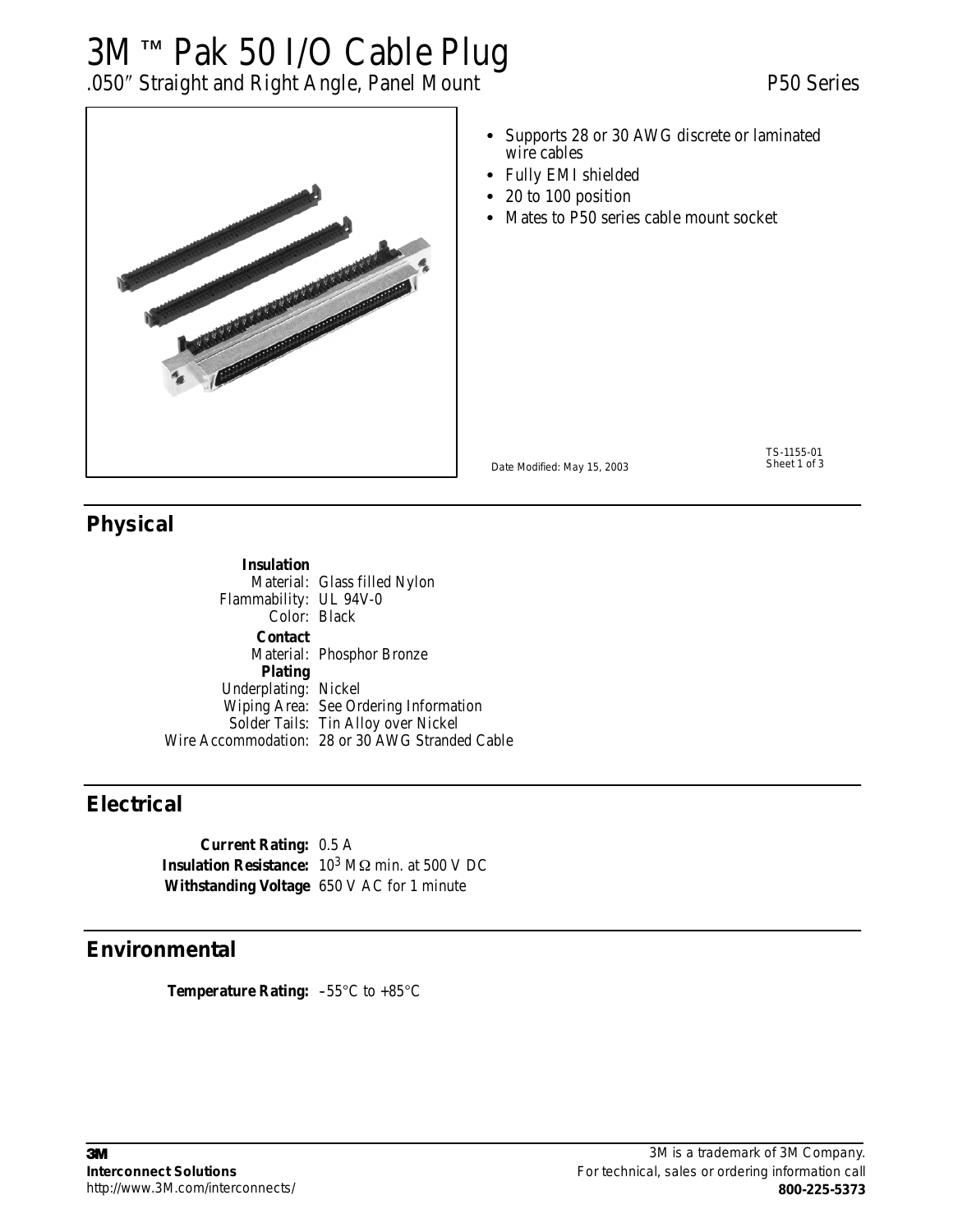# 3M ™ Pak 50 I/O Cable Plug

.050″ Straight and Right Angle, Panel Mount

P50 Series

- Supports 28 or 30 AWG discrete or laminated wire cables
- Fully EMI shielded
- 20 to 100 position
- Mates to P50 series cable mount socket

Date Modified: May 15, 2003

TS-1155-01

## Physical

**Insulation**

Material: Glass filled Nylon

Flammability: UL 94V-0

Color: Black

**Contact**

Material: Phosphor Bronze

**Plating**

Underplating: Nickel

Wiping Area: See Ordering Information

Solder Tails: Tin Alloy over Nickel

Wire Accommodation: 28 or 30 AWG Stranded Cable

## Electrical

**Current Rating:** 0.5 A

**Insulation Resistance:** $10^3$ MΩ min. at 500 V DC

**Withstanding Voltage** 650 V AC for 1 minute

## Environmental

**Temperature Rating:** –55°C to +85°C

**3M**
**Interconnect Solutions**
http://www.3M.com/interconnects/

3M is a trademark of 3M Company.
For technical, sales or ordering information call
**800-225-5373**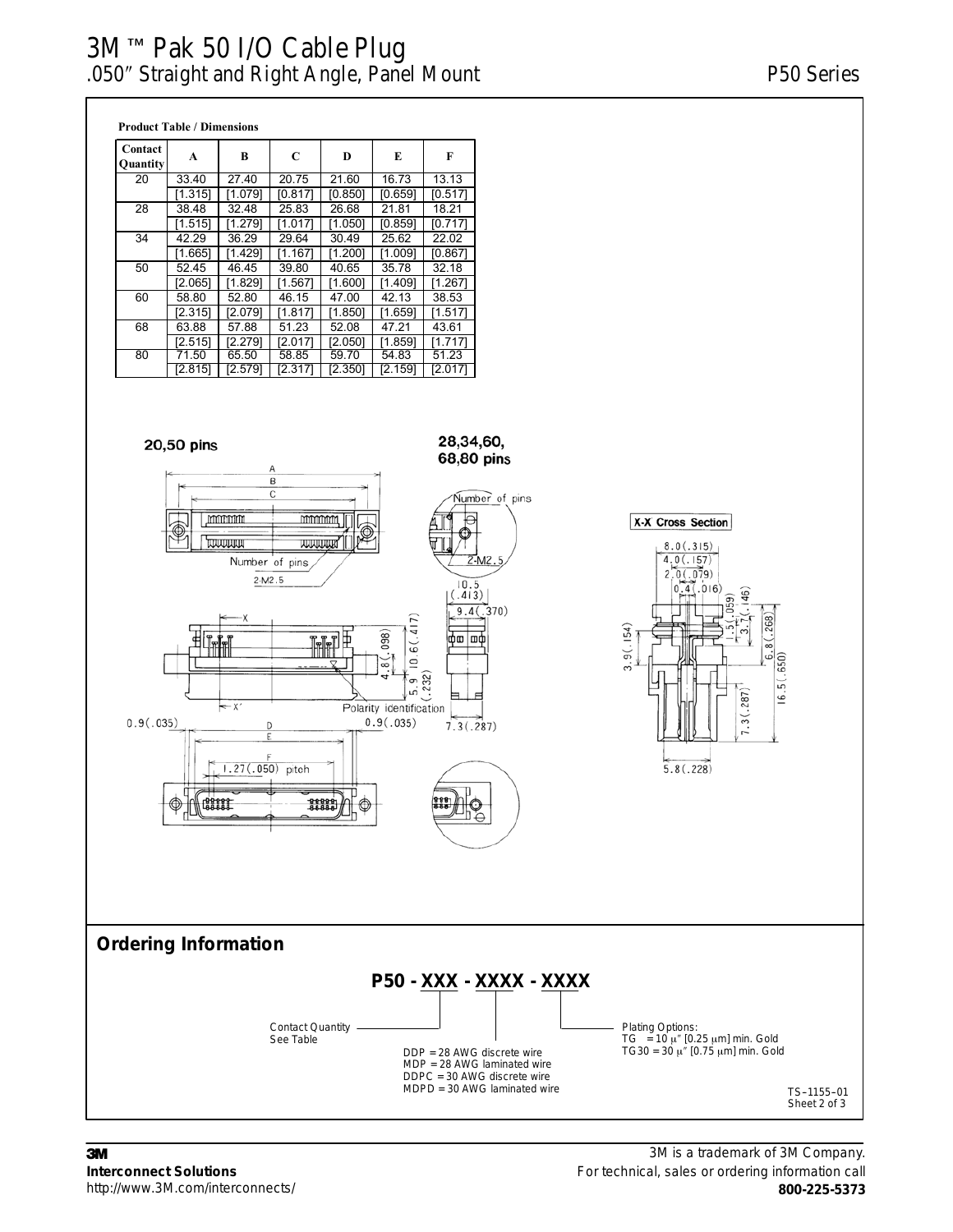# 3M ™ Pak 50 I/O Cable Plug

## .050″ Straight and Right Angle, Panel Mount — P50 Series

**Product Table / Dimensions**

| Contact Quantity | A | B | C | D | E | F |
|---|---|---|---|---|---|---|
| 20 | 33.40 [1.315] | 27.40 [1.079] | 20.75 [0.817] | 21.60 [0.850] | 16.73 [0.659] | 13.13 [0.517] |
| 28 | 38.48 [1.515] | 32.48 [1.279] | 25.83 [1.017] | 26.68 [1.050] | 21.81 [0.859] | 18.21 [0.717] |
| 34 | 42.29 [1.665] | 36.29 [1.429] | 29.64 [1.167] | 30.49 [1.200] | 25.62 [1.009] | 22.02 [0.867] |
| 50 | 52.45 [2.065] | 46.45 [1.829] | 39.80 [1.567] | 40.65 [1.600] | 35.78 [1.409] | 32.18 [1.267] |
| 60 | 58.80 [2.315] | 52.80 [2.079] | 46.15 [1.817] | 47.00 [1.850] | 42.13 [1.659] | 38.53 [1.517] |
| 68 | 63.88 [2.515] | 57.88 [2.279] | 51.23 [2.017] | 52.08 [2.050] | 47.21 [1.859] | 43.61 [1.717] |
| 80 | 71.50 [2.815] | 65.50 [2.579] | 58.85 [2.317] | 59.70 [2.350] | 54.83 [2.159] | 51.23 [2.017] |

20,50 pins

28,34,60, 68,80 pins

Number of pins

2-M2.5

X-X Cross Section

Polarity identification

1.27(.050) pitch

## Ordering Information

**P50 - XXX - XXXX - XXXX**

Contact Quantity — See Table

DDP = 28 AWG discrete wire
MDP = 28 AWG laminated wire
DDPC = 30 AWG discrete wire
MDPD = 30 AWG laminated wire

Plating Options:
TG = 10 μ″ [0.25 μm] min. Gold
TG30 = 30 μ″ [0.75 μm] min. Gold

TS–1155–01
Sheet 2 of 3

**3M**
**Interconnect Solutions**
http://www.3M.com/interconnects/

3M is a trademark of 3M Company.
For technical, sales or ordering information call
**800-225-5373**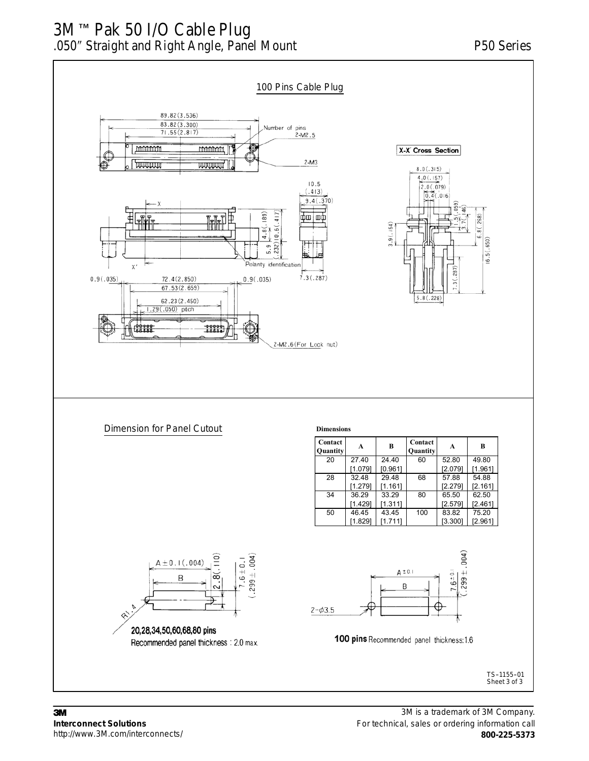# 3M ™ Pak 50 I/O Cable Plug
## .050″ Straight and Right Angle, Panel Mount

P50 Series

### 100 Pins Cable Plug

89.82(3.536)
83.82(3.300)
71.55(2.817)
Number of pins
2-M2.5
2-M3

X-X' Cross Section

8.0(.315)
4.0(.157)
2.0(.079)
0.4(.016)
1.5(.059)
3.7(.146)
6.8(.268)
16.5(.650)
3.9(.154)
7.3(.287)
5.8(.228)

10.5 (.413)
9.4(.370)
4.8(.189)
10.6(.417)
5.9 (.232)
Polarity identification
7.3(.287)

0.9(.035) 72.4(2.850) 0.9(.035)
67.53(2.659)
62.23(2.450)
1.29(.050) pitch
2-M2.6(For Lock nut)

### Dimension for Panel Cutout

**Dimensions**

| Contact Quantity | A | B | Contact Quantity | A | B |
|---|---|---|---|---|---|
| 20 | 27.40 [1.079] | 24.40 [0.961] | 60 | 52.80 [2.079] | 49.80 [1.961] |
| 28 | 32.48 [1.279] | 29.48 [1.161] | 68 | 57.88 [2.279] | 54.88 [2.161] |
| 34 | 36.29 [1.429] | 33.29 [1.311] | 80 | 65.50 [2.579] | 62.50 [2.461] |
| 50 | 46.45 [1.829] | 43.45 [1.711] | 100 | 83.82 [3.300] | 75.20 [2.961] |

A ± 0.1(.004)
B
2.8(.110)
7.6 ± 0.1 (.299 ± .004)
R1.4

**20,28,34,50,60,68,80 pins**
Recommended panel thickness : 2.0 max.

A ±0.1
B
7.6 ±0.1 (.299 ± .004)
2-ϕ3.5

**100 pins** Recommended panel thickness:1.6

TS–1155–01
Sheet 3 of 3

**3M**
**Interconnect Solutions**
http://www.3M.com/interconnects/

3M is a trademark of 3M Company.
For technical, sales or ordering information call
**800-225-5373**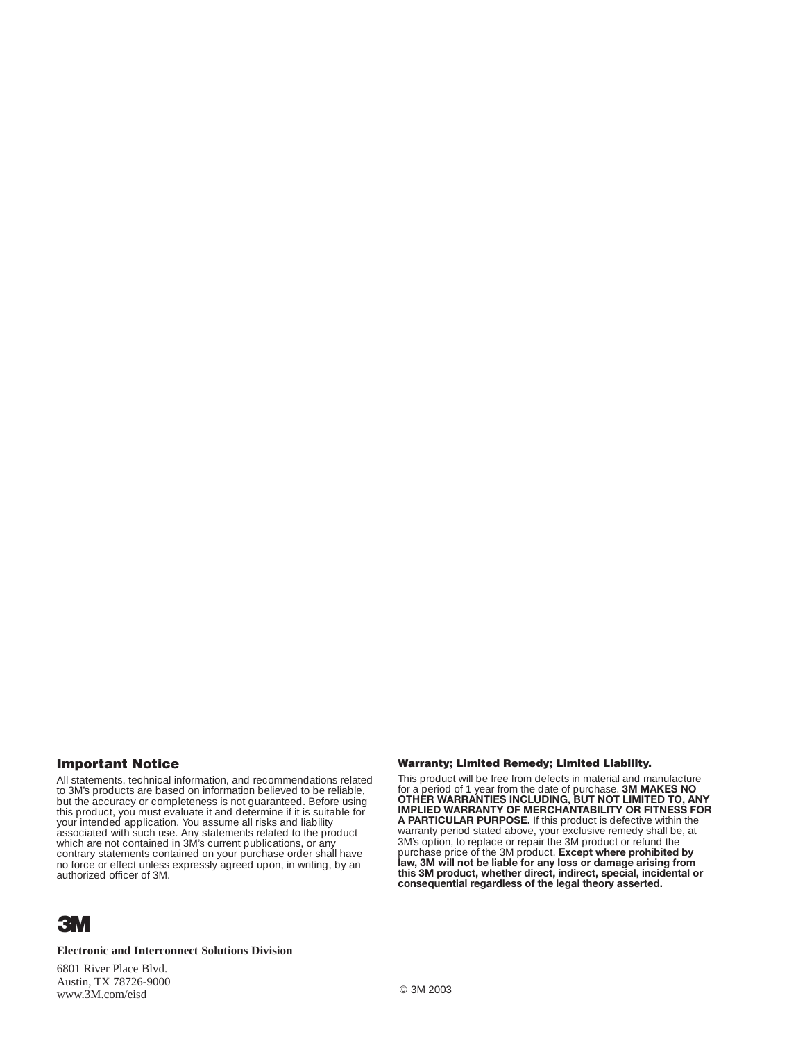## Important Notice

All statements, technical information, and recommendations related to 3M's products are based on information believed to be reliable, but the accuracy or completeness is not guaranteed. Before using this product, you must evaluate it and determine if it is suitable for your intended application. You assume all risks and liability associated with such use. Any statements related to the product which are not contained in 3M's current publications, or any contrary statements contained on your purchase order shall have no force or effect unless expressly agreed upon, in writing, by an authorized officer of 3M.

### Warranty; Limited Remedy; Limited Liability.

This product will be free from defects in material and manufacture for a period of 1 year from the date of purchase. **3M MAKES NO OTHER WARRANTIES INCLUDING, BUT NOT LIMITED TO, ANY IMPLIED WARRANTY OF MERCHANTABILITY OR FITNESS FOR A PARTICULAR PURPOSE.** If this product is defective within the warranty period stated above, your exclusive remedy shall be, at 3M's option, to replace or repair the 3M product or refund the purchase price of the 3M product. **Except where prohibited by law, 3M will not be liable for any loss or damage arising from this 3M product, whether direct, indirect, special, incidental or consequential regardless of the legal theory asserted.**

**3M**

**Electronic and Interconnect Solutions Division**

6801 River Place Blvd.
Austin, TX 78726-9000
www.3M.com/eisd

© 3M 2003